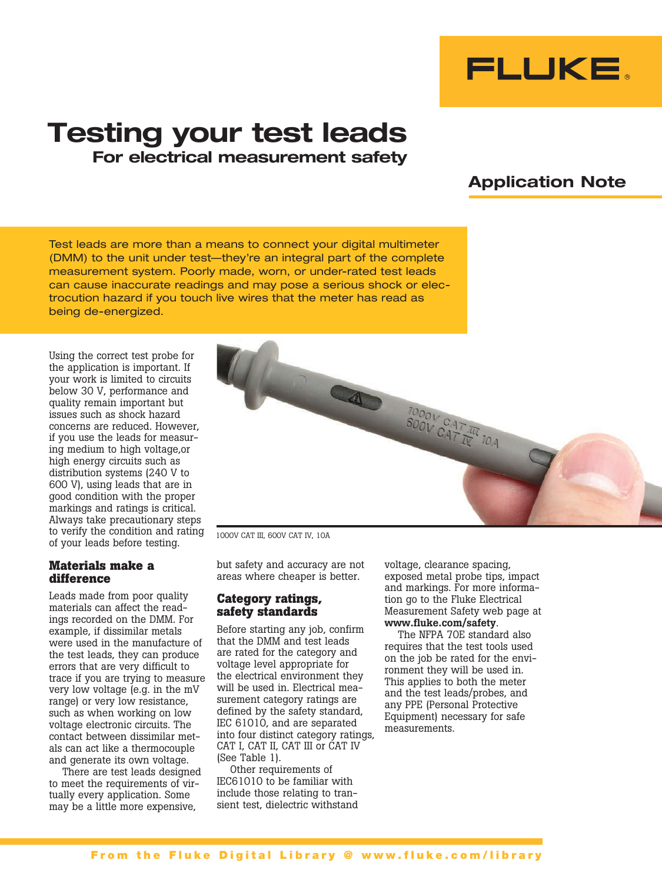# Testing your test leads

## For electrical measurement safety

**Application Note**

Test leads are more than a means to connect your digital multimeter (DMM) to the unit under test—they're an integral part of the complete measurement system. Poorly made, worn, or under-rated test leads can cause inaccurate readings and may pose a serious shock or electrocution hazard if you touch live wires that the meter has read as being de-energized.

Using the correct test probe for the application is important. If your work is limited to circuits below 30 V, performance and quality remain important but issues such as shock hazard concerns are reduced. However, if you use the leads for measuring medium to high voltage,or high energy circuits such as distribution systems (240 V to 600 V), using leads that are in good condition with the proper markings and ratings is critical. Always take precautionary steps to verify the condition and rating of your leads before testing.

1000V CAT III, 600V CAT IV, 10A

### Materials make a difference

Leads made from poor quality materials can affect the readings recorded on the DMM. For example, if dissimilar metals were used in the manufacture of the test leads, they can produce errors that are very difficult to trace if you are trying to measure very low voltage (e.g. in the mV range) or very low resistance, such as when working on low voltage electronic circuits. The contact between dissimilar metals can act like a thermocouple and generate its own voltage.

There are test leads designed to meet the requirements of virtually every application. Some may be a little more expensive, but safety and accuracy are not areas where cheaper is better.

### Category ratings, safety standards

Before starting any job, confirm that the DMM and test leads are rated for the category and voltage level appropriate for the electrical environment they will be used in. Electrical measurement category ratings are defined by the safety standard, IEC 61010, and are separated into four distinct category ratings, CAT I, CAT II, CAT III or CAT IV (See Table 1).

Other requirements of IEC61010 to be familiar with include those relating to transient test, dielectric withstand voltage, clearance spacing, exposed metal probe tips, impact and markings. For more information go to the Fluke Electrical Measurement Safety web page at **www.fluke.com/safety**.

The NFPA 70E standard also requires that the test tools used on the job be rated for the environment they will be used in. This applies to both the meter and the test leads/probes, and any PPE (Personal Protective Equipment) necessary for safe measurements.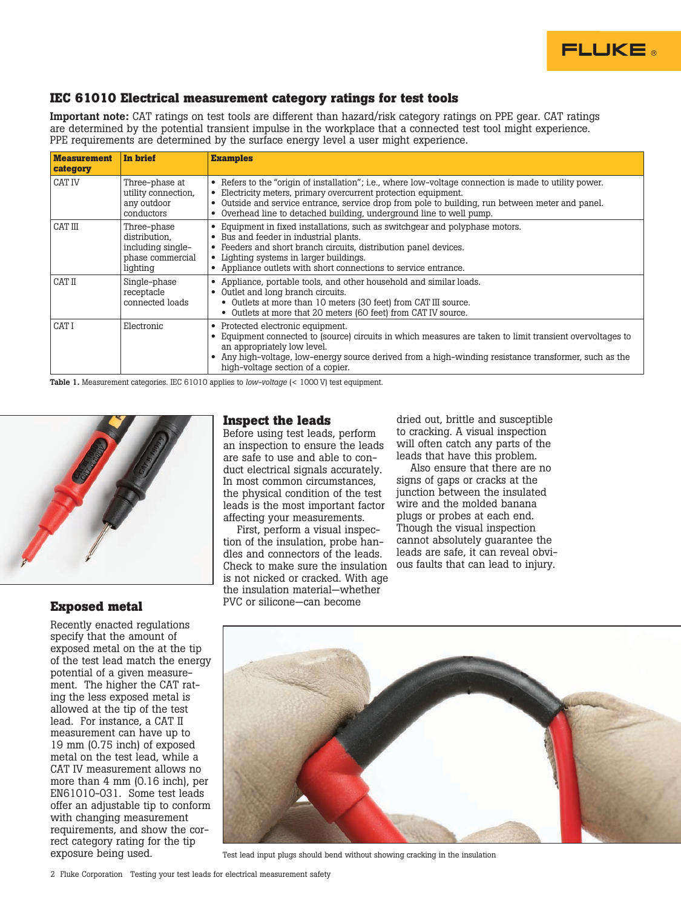## IEC 61010 Electrical measurement category ratings for test tools

**Important note:** CAT ratings on test tools are different than hazard/risk category ratings on PPE gear. CAT ratings are determined by the potential transient impulse in the workplace that a connected test tool might experience. PPE requirements are determined by the surface energy level a user might experience.

| Measurement category | In brief | Examples |
|---|---|---|
| CAT IV | Three-phase at utility connection, any outdoor conductors | • Refers to the "origin of installation"; i.e., where low-voltage connection is made to utility power.<br>• Electricity meters, primary overcurrent protection equipment.<br>• Outside and service entrance, service drop from pole to building, run between meter and panel.<br>• Overhead line to detached building, underground line to well pump. |
| CAT III | Three-phase distribution, including single-phase commercial lighting | • Equipment in fixed installations, such as switchgear and polyphase motors.<br>• Bus and feeder in industrial plants.<br>• Feeders and short branch circuits, distribution panel devices.<br>• Lighting systems in larger buildings.<br>• Appliance outlets with short connections to service entrance. |
| CAT II | Single-phase receptacle connected loads | • Appliance, portable tools, and other household and similar loads.<br>• Outlet and long branch circuits.<br>  • Outlets at more than 10 meters (30 feet) from CAT III source.<br>  • Outlets at more that 20 meters (60 feet) from CAT IV source. |
| CAT I | Electronic | • Protected electronic equipment.<br>• Equipment connected to (source) circuits in which measures are taken to limit transient overvoltages to an appropriately low level.<br>• Any high-voltage, low-energy source derived from a high-winding resistance transformer, such as the high-voltage section of a copier. |

**Table 1.** Measurement categories. IEC 61010 applies to *low-voltage* (< 1000 V) test equipment.

### Exposed metal

Recently enacted regulations specify that the amount of exposed metal on the at the tip of the test lead match the energy potential of a given measurement. The higher the CAT rating the less exposed metal is allowed at the tip of the test lead. For instance, a CAT II measurement can have up to 19 mm (0.75 inch) of exposed metal on the test lead, while a CAT IV measurement allows no more than 4 mm (0.16 inch), per EN61010-031. Some test leads offer an adjustable tip to conform with changing measurement requirements, and show the correct category rating for the tip exposure being used.

### Inspect the leads

Before using test leads, perform an inspection to ensure the leads are safe to use and able to conduct electrical signals accurately. In most common circumstances, the physical condition of the test leads is the most important factor affecting your measurements.

First, perform a visual inspection of the insulation, probe handles and connectors of the leads. Check to make sure the insulation is not nicked or cracked. With age the insulation material—whether PVC or silicone—can become dried out, brittle and susceptible to cracking. A visual inspection will often catch any parts of the leads that have this problem.

Also ensure that there are no signs of gaps or cracks at the junction between the insulated wire and the molded banana plugs or probes at each end. Though the visual inspection cannot absolutely guarantee the leads are safe, it can reveal obvious faults that can lead to injury.

Test lead input plugs should bend without showing cracking in the insulation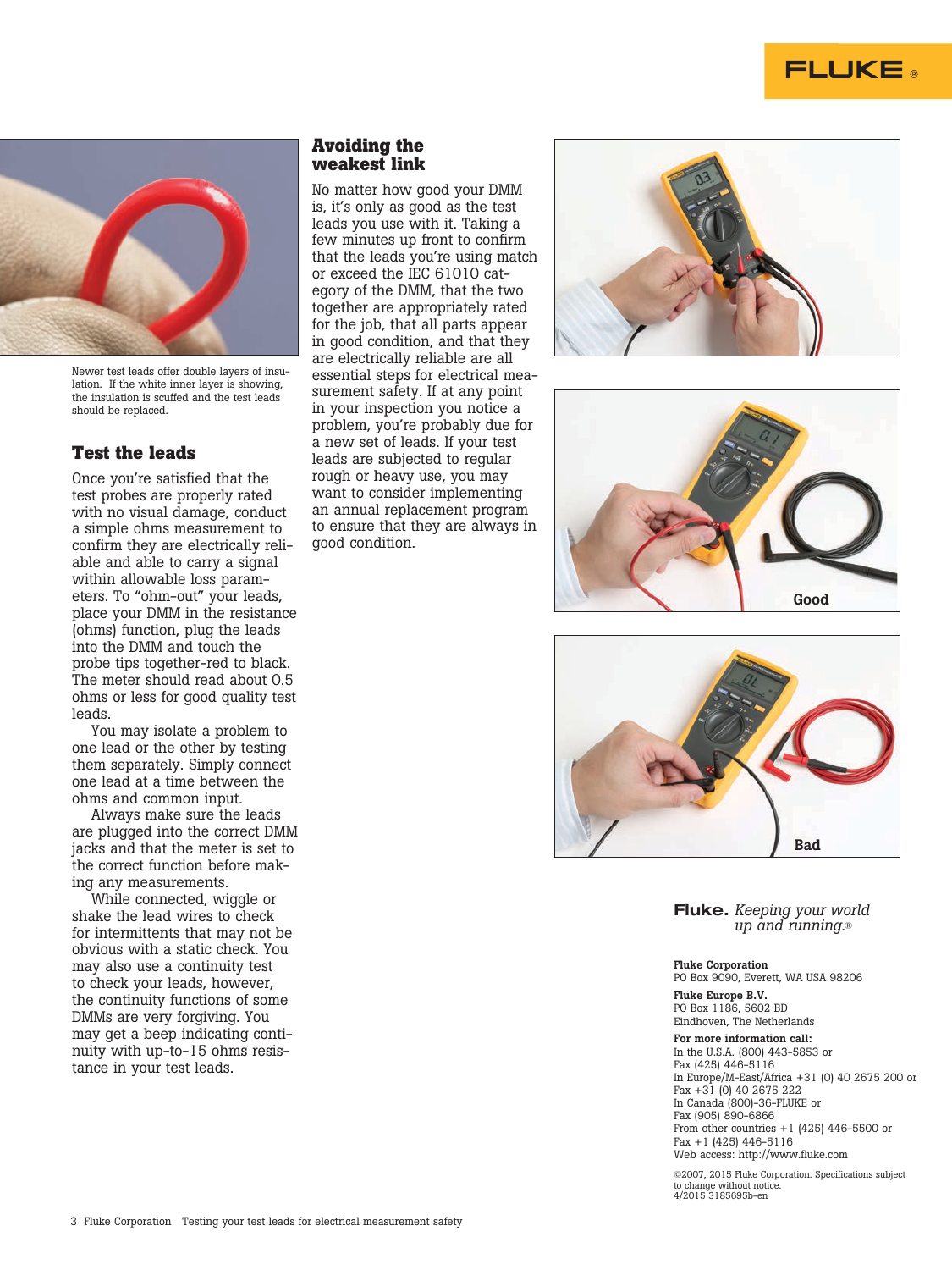Newer test leads offer double layers of insulation. If the white inner layer is showing, the insulation is scuffed and the test leads should be replaced.

## Test the leads

Once you're satisfied that the test probes are properly rated with no visual damage, conduct a simple ohms measurement to confirm they are electrically reliable and able to carry a signal within allowable loss parameters. To "ohm-out" your leads, place your DMM in the resistance (ohms) function, plug the leads into the DMM and touch the probe tips together–red to black. The meter should read about 0.5 ohms or less for good quality test leads.

You may isolate a problem to one lead or the other by testing them separately. Simply connect one lead at a time between the ohms and common input.

Always make sure the leads are plugged into the correct DMM jacks and that the meter is set to the correct function before making any measurements.

While connected, wiggle or shake the lead wires to check for intermittents that may not be obvious with a static check. You may also use a continuity test to check your leads, however, the continuity functions of some DMMs are very forgiving. You may get a beep indicating continuity with up-to-15 ohms resistance in your test leads.

## Avoiding the weakest link

No matter how good your DMM is, it's only as good as the test leads you use with it. Taking a few minutes up front to confirm that the leads you're using match or exceed the IEC 61010 category of the DMM, that the two together are appropriately rated for the job, that all parts appear in good condition, and that they are electrically reliable are all essential steps for electrical measurement safety. If at any point in your inspection you notice a problem, you're probably due for a new set of leads. If your test leads are subjected to regular rough or heavy use, you may want to consider implementing an annual replacement program to ensure that they are always in good condition.

Good

Bad

**Fluke.** *Keeping your world up and running.*®

**Fluke Corporation**
PO Box 9090, Everett, WA USA 98206

**Fluke Europe B.V.**
PO Box 1186, 5602 BD
Eindhoven, The Netherlands

**For more information call:**
In the U.S.A. (800) 443-5853 or
Fax (425) 446-5116
In Europe/M-East/Africa +31 (0) 40 2675 200 or
Fax +31 (0) 40 2675 222
In Canada (800)-36-FLUKE or
Fax (905) 890-6866
From other countries +1 (425) 446-5500 or
Fax +1 (425) 446-5116
Web access: http://www.fluke.com

©2007, 2015 Fluke Corporation. Specifications subject to change without notice.
4/2015 3185695b-en